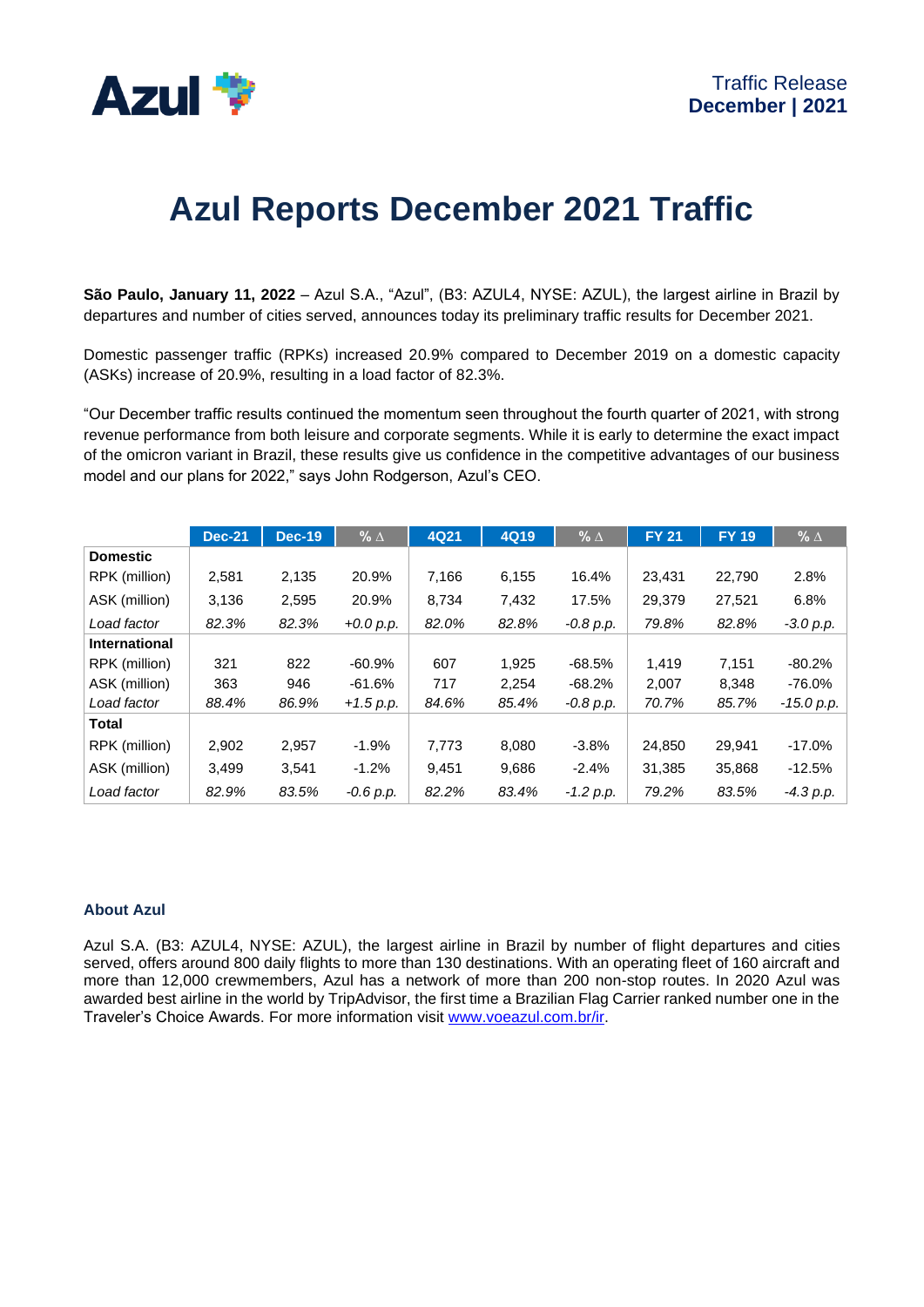Traffic Release
**December | 2021**

# Azul Reports December 2021 Traffic

**São Paulo, January 11, 2022** – Azul S.A., "Azul", (B3: AZUL4, NYSE: AZUL), the largest airline in Brazil by departures and number of cities served, announces today its preliminary traffic results for December 2021.

Domestic passenger traffic (RPKs) increased 20.9% compared to December 2019 on a domestic capacity (ASKs) increase of 20.9%, resulting in a load factor of 82.3%.

"Our December traffic results continued the momentum seen throughout the fourth quarter of 2021, with strong revenue performance from both leisure and corporate segments. While it is early to determine the exact impact of the omicron variant in Brazil, these results give us confidence in the competitive advantages of our business model and our plans for 2022," says John Rodgerson, Azul's CEO.

| | Dec-21 | Dec-19 | % ∆ | 4Q21 | 4Q19 | % ∆ | FY 21 | FY 19 | % ∆ |
|---|---|---|---|---|---|---|---|---|---|
| **Domestic** | | | | | | | | | |
| RPK (million) | 2,581 | 2,135 | 20.9% | 7,166 | 6,155 | 16.4% | 23,431 | 22,790 | 2.8% |
| ASK (million) | 3,136 | 2,595 | 20.9% | 8,734 | 7,432 | 17.5% | 29,379 | 27,521 | 6.8% |
| *Load factor* | *82.3%* | *82.3%* | *+0.0 p.p.* | *82.0%* | *82.8%* | *-0.8 p.p.* | *79.8%* | *82.8%* | *-3.0 p.p.* |
| **International** | | | | | | | | | |
| RPK (million) | 321 | 822 | -60.9% | 607 | 1,925 | -68.5% | 1,419 | 7,151 | -80.2% |
| ASK (million) | 363 | 946 | -61.6% | 717 | 2,254 | -68.2% | 2,007 | 8,348 | -76.0% |
| *Load factor* | *88.4%* | *86.9%* | *+1.5 p.p.* | *84.6%* | *85.4%* | *-0.8 p.p.* | *70.7%* | *85.7%* | *-15.0 p.p.* |
| **Total** | | | | | | | | | |
| RPK (million) | 2,902 | 2,957 | -1.9% | 7,773 | 8,080 | -3.8% | 24,850 | 29,941 | -17.0% |
| ASK (million) | 3,499 | 3,541 | -1.2% | 9,451 | 9,686 | -2.4% | 31,385 | 35,868 | -12.5% |
| *Load factor* | *82.9%* | *83.5%* | *-0.6 p.p.* | *82.2%* | *83.4%* | *-1.2 p.p.* | *79.2%* | *83.5%* | *-4.3 p.p.* |

### About Azul

Azul S.A. (B3: AZUL4, NYSE: AZUL), the largest airline in Brazil by number of flight departures and cities served, offers around 800 daily flights to more than 130 destinations. With an operating fleet of 160 aircraft and more than 12,000 crewmembers, Azul has a network of more than 200 non-stop routes. In 2020 Azul was awarded best airline in the world by TripAdvisor, the first time a Brazilian Flag Carrier ranked number one in the Traveler's Choice Awards. For more information visit [www.voeazul.com.br/ir](www.voeazul.com.br/ir).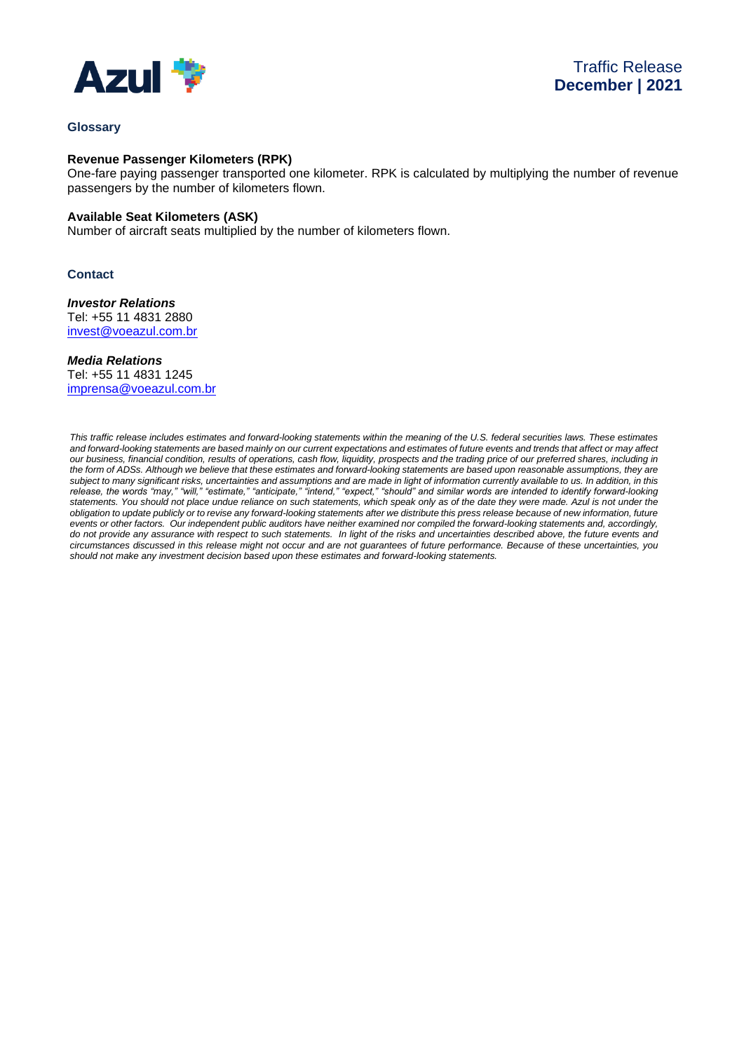## Glossary

**Revenue Passenger Kilometers (RPK)**
One-fare paying passenger transported one kilometer. RPK is calculated by multiplying the number of revenue passengers by the number of kilometers flown.

**Available Seat Kilometers (ASK)**
Number of aircraft seats multiplied by the number of kilometers flown.

## Contact

***Investor Relations***
Tel: +55 11 4831 2880
invest@voeazul.com.br

***Media Relations***
Tel: +55 11 4831 1245
imprensa@voeazul.com.br

*This traffic release includes estimates and forward-looking statements within the meaning of the U.S. federal securities laws. These estimates and forward-looking statements are based mainly on our current expectations and estimates of future events and trends that affect or may affect our business, financial condition, results of operations, cash flow, liquidity, prospects and the trading price of our preferred shares, including in the form of ADSs. Although we believe that these estimates and forward-looking statements are based upon reasonable assumptions, they are subject to many significant risks, uncertainties and assumptions and are made in light of information currently available to us. In addition, in this release, the words "may," "will," "estimate," "anticipate," "intend," "expect," "should" and similar words are intended to identify forward-looking statements. You should not place undue reliance on such statements, which speak only as of the date they were made. Azul is not under the obligation to update publicly or to revise any forward-looking statements after we distribute this press release because of new information, future events or other factors. Our independent public auditors have neither examined nor compiled the forward-looking statements and, accordingly, do not provide any assurance with respect to such statements. In light of the risks and uncertainties described above, the future events and circumstances discussed in this release might not occur and are not guarantees of future performance. Because of these uncertainties, you should not make any investment decision based upon these estimates and forward-looking statements.*